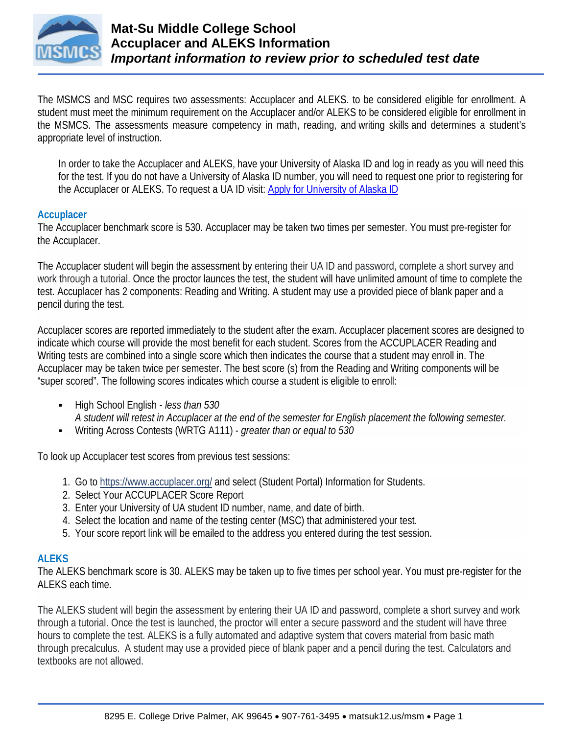# Mat-Su Middle College School
## Accuplacer and ALEKS Information
### *Important information to review prior to scheduled test date*

The MSMCS and MSC requires two assessments: Accuplacer and ALEKS. to be considered eligible for enrollment. A student must meet the minimum requirement on the Accuplacer and/or ALEKS to be considered eligible for enrollment in the MSMCS. The assessments measure competency in math, reading, and writing skills and determines a student's appropriate level of instruction.

In order to take the Accuplacer and ALEKS, have your University of Alaska ID and log in ready as you will need this for the test. If you do not have a University of Alaska ID number, you will need to request one prior to registering for the Accuplacer or ALEKS. To request a UA ID visit: Apply for University of Alaska ID

### Accuplacer

The Accuplacer benchmark score is 530. Accuplacer may be taken two times per semester. You must pre-register for the Accuplacer.

The Accuplacer student will begin the assessment by entering their UA ID and password, complete a short survey and work through a tutorial. Once the proctor launces the test, the student will have unlimited amount of time to complete the test. Accuplacer has 2 components: Reading and Writing. A student may use a provided piece of blank paper and a pencil during the test.

Accuplacer scores are reported immediately to the student after the exam. Accuplacer placement scores are designed to indicate which course will provide the most benefit for each student. Scores from the ACCUPLACER Reading and Writing tests are combined into a single score which then indicates the course that a student may enroll in. The Accuplacer may be taken twice per semester. The best score (s) from the Reading and Writing components will be "super scored". The following scores indicates which course a student is eligible to enroll:

- High School English - *less than 530*
  *A student will retest in Accuplacer at the end of the semester for English placement the following semester.*
- Writing Across Contests (WRTG A111) - *greater than or equal to 530*

To look up Accuplacer test scores from previous test sessions:

1. Go to https://www.accuplacer.org/ and select (Student Portal) Information for Students.
2. Select Your ACCUPLACER Score Report
3. Enter your University of UA student ID number, name, and date of birth.
4. Select the location and name of the testing center (MSC) that administered your test.
5. Your score report link will be emailed to the address you entered during the test session.

### ALEKS

The ALEKS benchmark score is 30. ALEKS may be taken up to five times per school year. You must pre-register for the ALEKS each time.

The ALEKS student will begin the assessment by entering their UA ID and password, complete a short survey and work through a tutorial. Once the test is launched, the proctor will enter a secure password and the student will have three hours to complete the test. ALEKS is a fully automated and adaptive system that covers material from basic math through precalculus. A student may use a provided piece of blank paper and a pencil during the test. Calculators and textbooks are not allowed.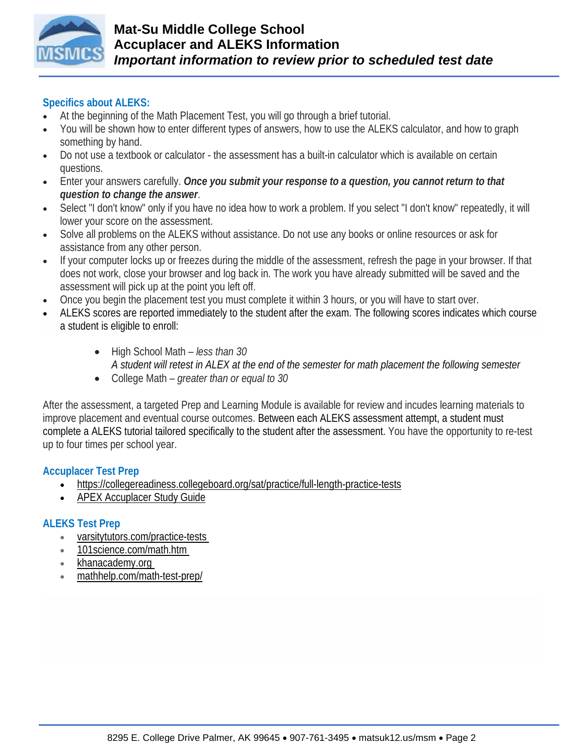**Mat-Su Middle College School**
**Accuplacer and ALEKS Information**
***Important information to review prior to scheduled test date***

## Specifics about ALEKS:

- At the beginning of the Math Placement Test, you will go through a brief tutorial.
- You will be shown how to enter different types of answers, how to use the ALEKS calculator, and how to graph something by hand.
- Do not use a textbook or calculator - the assessment has a built-in calculator which is available on certain questions.
- Enter your answers carefully. ***Once you submit your response to a question, you cannot return to that question to change the answer***.
- Select "I don't know" only if you have no idea how to work a problem. If you select "I don't know" repeatedly, it will lower your score on the assessment.
- Solve all problems on the ALEKS without assistance. Do not use any books or online resources or ask for assistance from any other person.
- If your computer locks up or freezes during the middle of the assessment, refresh the page in your browser. If that does not work, close your browser and log back in. The work you have already submitted will be saved and the assessment will pick up at the point you left off.
- Once you begin the placement test you must complete it within 3 hours, or you will have to start over.
- ALEKS scores are reported immediately to the student after the exam. The following scores indicates which course a student is eligible to enroll:
  - High School Math – *less than 30*
    *A student will retest in ALEX at the end of the semester for math placement the following semester*
  - College Math – *greater than or equal to 30*

After the assessment, a targeted Prep and Learning Module is available for review and incudes learning materials to improve placement and eventual course outcomes. Between each ALEKS assessment attempt, a student must complete a ALEKS tutorial tailored specifically to the student after the assessment. You have the opportunity to re-test up to four times per school year.

## Accuplacer Test Prep

- https://collegereadiness.collegeboard.org/sat/practice/full-length-practice-tests
- APEX Accuplacer Study Guide

## ALEKS Test Prep

- varsitytutors.com/practice-tests
- 101science.com/math.htm
- khanacademy.org
- mathhelp.com/math-test-prep/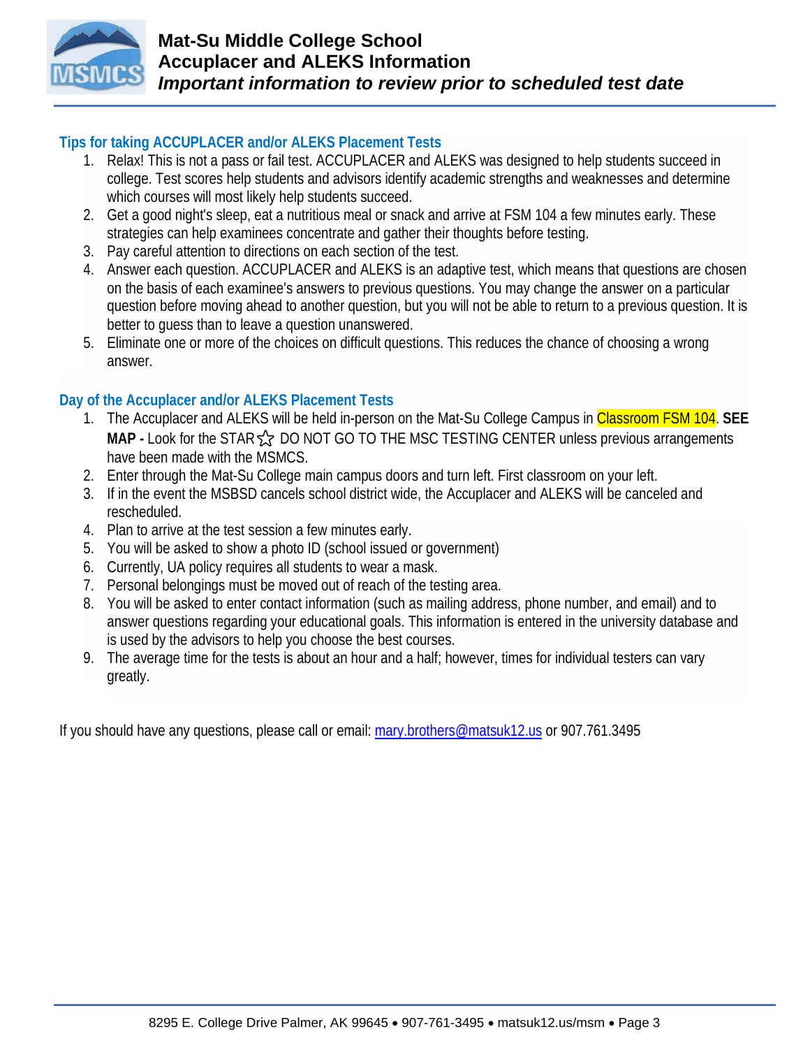# Mat-Su Middle College School
## Accuplacer and ALEKS Information
### *Important information to review prior to scheduled test date*

### Tips for taking ACCUPLACER and/or ALEKS Placement Tests

1. Relax! This is not a pass or fail test. ACCUPLACER and ALEKS was designed to help students succeed in college. Test scores help students and advisors identify academic strengths and weaknesses and determine which courses will most likely help students succeed.
2. Get a good night's sleep, eat a nutritious meal or snack and arrive at FSM 104 a few minutes early. These strategies can help examinees concentrate and gather their thoughts before testing.
3. Pay careful attention to directions on each section of the test.
4. Answer each question. ACCUPLACER and ALEKS is an adaptive test, which means that questions are chosen on the basis of each examinee's answers to previous questions. You may change the answer on a particular question before moving ahead to another question, but you will not be able to return to a previous question. It is better to guess than to leave a question unanswered.
5. Eliminate one or more of the choices on difficult questions. This reduces the chance of choosing a wrong answer.

### Day of the Accuplacer and/or ALEKS Placement Tests

1. The Accuplacer and ALEKS will be held in-person on the Mat-Su College Campus in Classroom FSM 104. **SEE MAP -** Look for the STAR ☆ DO NOT GO TO THE MSC TESTING CENTER unless previous arrangements have been made with the MSMCS.
2. Enter through the Mat-Su College main campus doors and turn left. First classroom on your left.
3. If in the event the MSBSD cancels school district wide, the Accuplacer and ALEKS will be canceled and rescheduled.
4. Plan to arrive at the test session a few minutes early.
5. You will be asked to show a photo ID (school issued or government)
6. Currently, UA policy requires all students to wear a mask.
7. Personal belongings must be moved out of reach of the testing area.
8. You will be asked to enter contact information (such as mailing address, phone number, and email) and to answer questions regarding your educational goals. This information is entered in the university database and is used by the advisors to help you choose the best courses.
9. The average time for the tests is about an hour and a half; however, times for individual testers can vary greatly.

If you should have any questions, please call or email: mary.brothers@matsuk12.us or 907.761.3495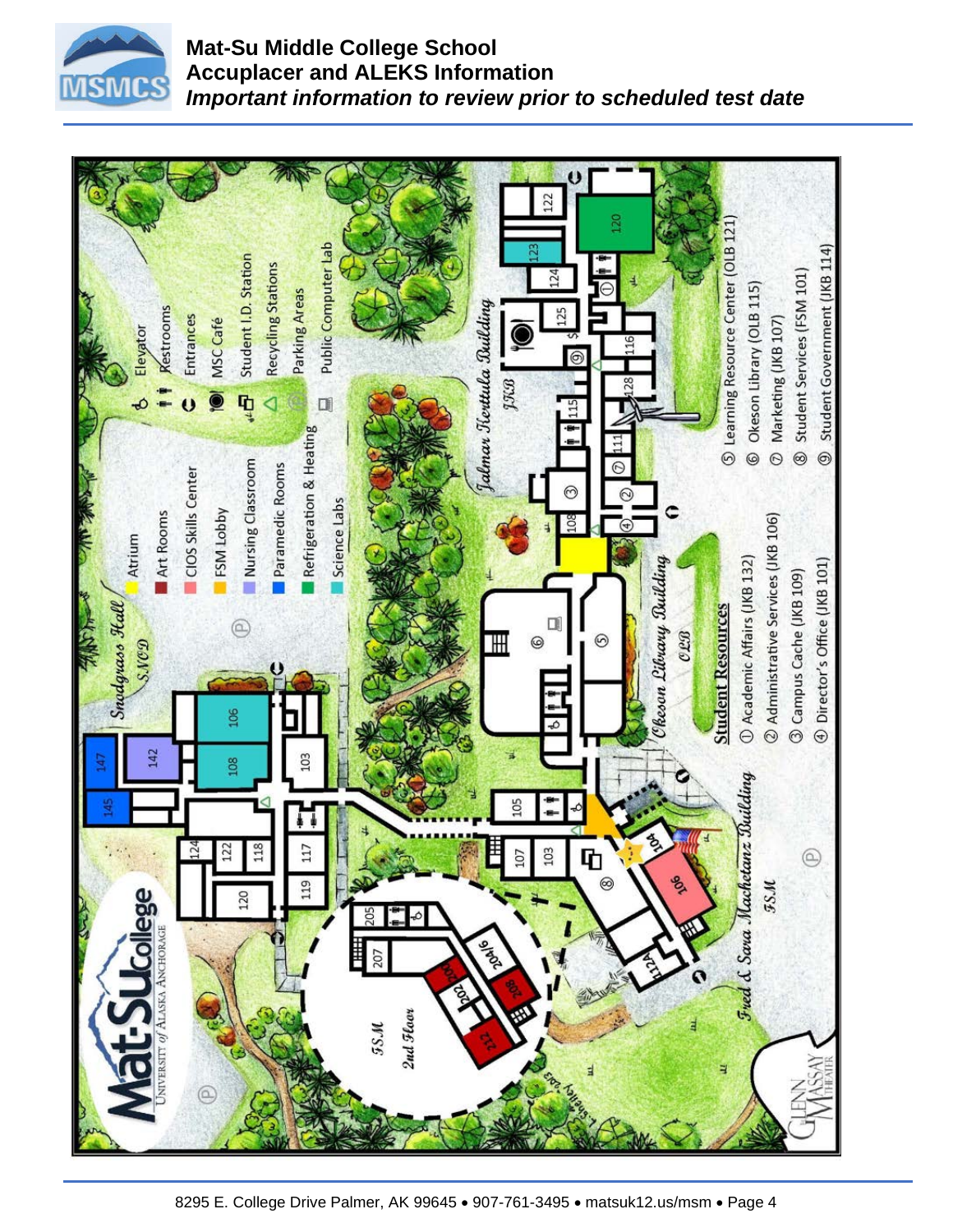**Mat-Su Middle College School**
**Accuplacer and ALEKS Information**
***Important information to review prior to scheduled test date***

Atrium
Art Rooms
CIOS Skills Center
FSM Lobby
Nursing Classroom
Paramedic Rooms
Refrigeration & Heating
Science Labs

Elevator
Restrooms
Entrances
MSC Café
Student I.D. Station
Recycling Stations
Parking Areas
Public Computer Lab

Snodgrass Hall
SNCD

Jalmar Kerttula Building
JKB

Okeson Library Building
OLB

Fred & Sara Machetanz Building
FSM

FSM
2nd Floor

**Student Resources**

1. Academic Affairs (JKB 132)
2. Administrative Services (JKB 106)
3. Campus Cache (JKB 109)
4. Director's Office (JKB 101)
5. Learning Resource Center (OLB 121)
6. Okeson Library (OLB 115)
7. Marketing (JKB 107)
8. Student Services (FSM 101)
9. Student Government (JKB 114)

Mat-Su College
University of Alaska Anchorage

Glenn Massay Theater

8295 E. College Drive Palmer, AK 99645 • 907-761-3495 • matsuk12.us/msm